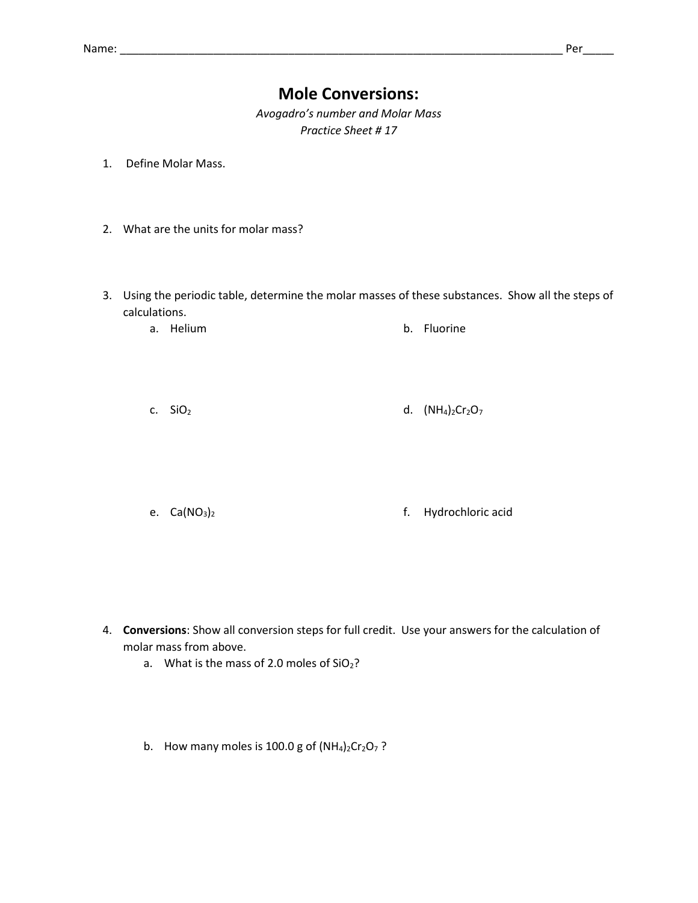Name: ___________________________________________________________________________ Per_____

# Mole Conversions:

*Avogadro's number and Molar Mass*

*Practice Sheet # 17*

1. Define Molar Mass.

2. What are the units for molar mass?

3. Using the periodic table, determine the molar masses of these substances. Show all the steps of calculations.
   a. Helium
   b. Fluorine
   c. $SiO_2$
   d. $(NH_4)_2Cr_2O_7$
   e. $Ca(NO_3)_2$
   f. Hydrochloric acid

4. **Conversions**: Show all conversion steps for full credit. Use your answers for the calculation of molar mass from above.
   a. What is the mass of 2.0 moles of $SiO_2$?
   b. How many moles is 100.0 g of $(NH_4)_2Cr_2O_7$ ?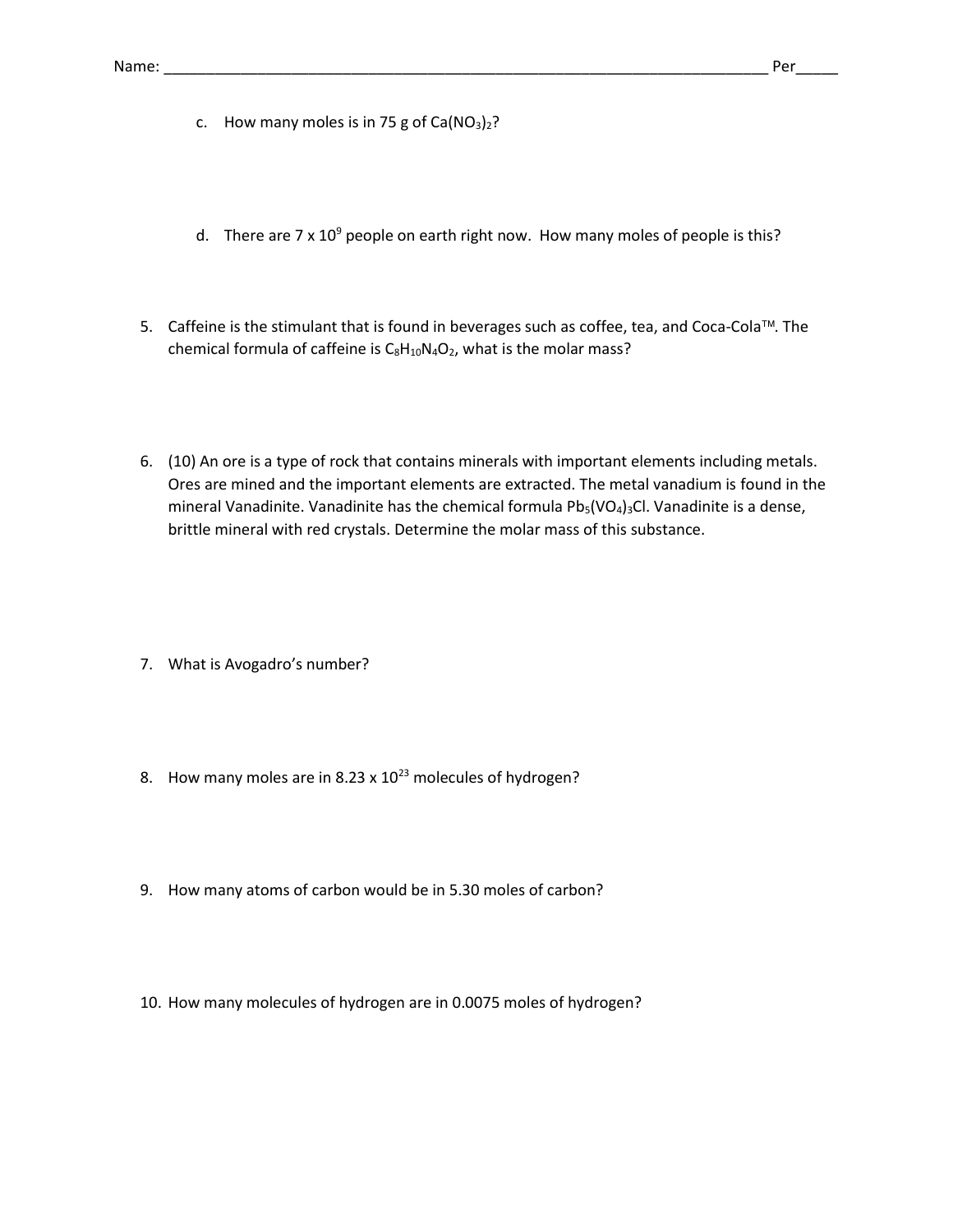Name: ______________________________________________________________________________ Per_____

c. How many moles is in 75 g of $Ca(NO_3)_2$?

d. There are $7 \times 10^9$ people on earth right now. How many moles of people is this?

5. Caffeine is the stimulant that is found in beverages such as coffee, tea, and Coca-Cola™. The chemical formula of caffeine is $C_8H_{10}N_4O_2$, what is the molar mass?

6. (10) An ore is a type of rock that contains minerals with important elements including metals. Ores are mined and the important elements are extracted. The metal vanadium is found in the mineral Vanadinite. Vanadinite has the chemical formula $Pb_5(VO_4)_3Cl$. Vanadinite is a dense, brittle mineral with red crystals. Determine the molar mass of this substance.

7. What is Avogadro's number?

8. How many moles are in $8.23 \times 10^{23}$ molecules of hydrogen?

9. How many atoms of carbon would be in 5.30 moles of carbon?

10. How many molecules of hydrogen are in 0.0075 moles of hydrogen?